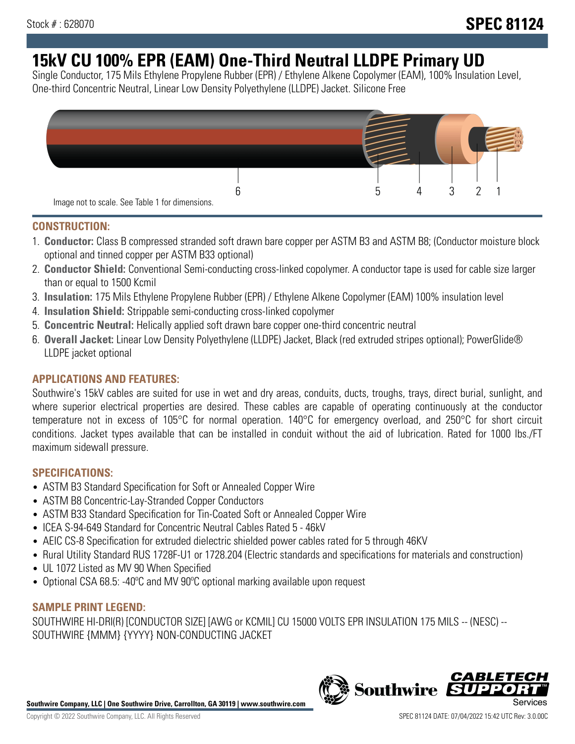Stock # : 628070

# SPEC 81124

# 15kV CU 100% EPR (EAM) One-Third Neutral LLDPE Primary UD

Single Conductor, 175 Mils Ethylene Propylene Rubber (EPR) / Ethylene Alkene Copolymer (EAM), 100% Insulation Level, One-third Concentric Neutral, Linear Low Density Polyethylene (LLDPE) Jacket. Silicone Free

6 5 4 3 2 1

Image not to scale. See Table 1 for dimensions.

## CONSTRUCTION:

1. **Conductor:** Class B compressed stranded soft drawn bare copper per ASTM B3 and ASTM B8; (Conductor moisture block optional and tinned copper per ASTM B33 optional)
2. **Conductor Shield:** Conventional Semi-conducting cross-linked copolymer. A conductor tape is used for cable size larger than or equal to 1500 Kcmil
3. **Insulation:** 175 Mils Ethylene Propylene Rubber (EPR) / Ethylene Alkene Copolymer (EAM) 100% insulation level
4. **Insulation Shield:** Strippable semi-conducting cross-linked copolymer
5. **Concentric Neutral:** Helically applied soft drawn bare copper one-third concentric neutral
6. **Overall Jacket:** Linear Low Density Polyethylene (LLDPE) Jacket, Black (red extruded stripes optional); PowerGlide® LLDPE jacket optional

## APPLICATIONS AND FEATURES:

Southwire's 15kV cables are suited for use in wet and dry areas, conduits, ducts, troughs, trays, direct burial, sunlight, and where superior electrical properties are desired. These cables are capable of operating continuously at the conductor temperature not in excess of 105°C for normal operation. 140°C for emergency overload, and 250°C for short circuit conditions. Jacket types available that can be installed in conduit without the aid of lubrication. Rated for 1000 lbs./FT maximum sidewall pressure.

## SPECIFICATIONS:

- ASTM B3 Standard Specification for Soft or Annealed Copper Wire
- ASTM B8 Concentric-Lay-Stranded Copper Conductors
- ASTM B33 Standard Specification for Tin-Coated Soft or Annealed Copper Wire
- ICEA S-94-649 Standard for Concentric Neutral Cables Rated 5 - 46kV
- AEIC CS-8 Specification for extruded dielectric shielded power cables rated for 5 through 46KV
- Rural Utility Standard RUS 1728F-U1 or 1728.204 (Electric standards and specifications for materials and construction)
- UL 1072 Listed as MV 90 When Specified
- Optional CSA 68.5: -40ºC and MV 90ºC optional marking available upon request

## SAMPLE PRINT LEGEND:

SOUTHWIRE HI-DRI(R) [CONDUCTOR SIZE] [AWG or KCMIL] CU 15000 VOLTS EPR INSULATION 175 MILS -- (NESC) -- SOUTHWIRE {MMM} {YYYY} NON-CONDUCTING JACKET

**Southwire Company, LLC | One Southwire Drive, Carrollton, GA 30119 | www.southwire.com**

Copyright © 2022 Southwire Company, LLC. All Rights Reserved

SPEC 81124 DATE: 07/04/2022 15:42 UTC Rev: 3.0.00C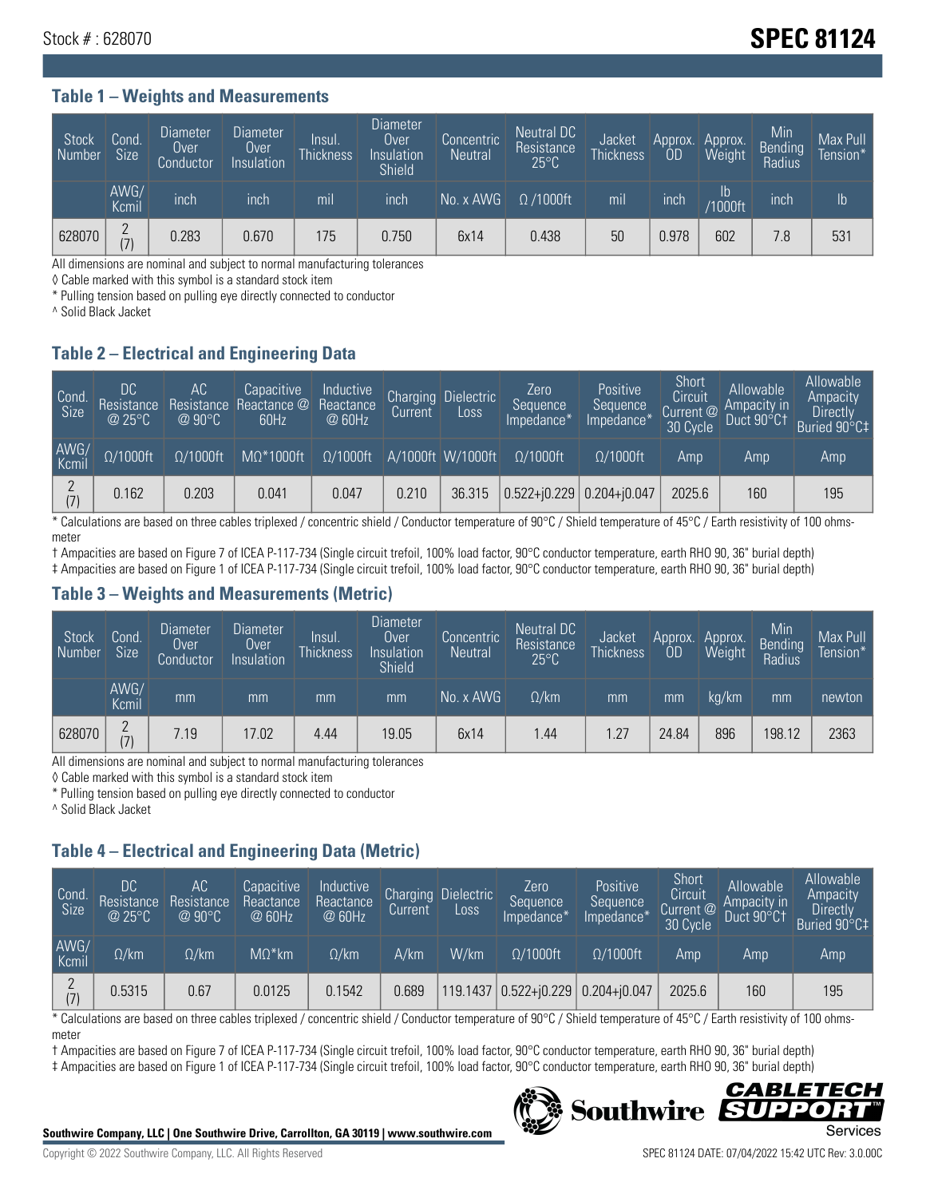Stock # : 628070

# SPEC 81124

### Table 1 – Weights and Measurements

| Stock Number | Cond. Size | Diameter Over Conductor | Diameter Over Insulation | Insul. Thickness | Diameter Over Insulation Shield | Concentric Neutral | Neutral DC Resistance 25°C | Jacket Thickness | Approx. OD | Approx. Weight | Min Bending Radius | Max Pull Tension* |
|---|---|---|---|---|---|---|---|---|---|---|---|---|
| | AWG/ Kcmil | inch | inch | mil | inch | No. x AWG | Ω /1000ft | mil | inch | lb /1000ft | inch | lb |
| 628070 | 2 (7) | 0.283 | 0.670 | 175 | 0.750 | 6x14 | 0.438 | 50 | 0.978 | 602 | 7.8 | 531 |

All dimensions are nominal and subject to normal manufacturing tolerances

◊ Cable marked with this symbol is a standard stock item

* Pulling tension based on pulling eye directly connected to conductor

^ Solid Black Jacket

### Table 2 – Electrical and Engineering Data

| Cond. Size | DC Resistance @ 25°C | AC Resistance @ 90°C | Capacitive Reactance @ 60Hz | Inductive Reactance @ 60Hz | Charging Current | Dielectric Loss | Zero Sequence Impedance* | Positive Sequence Impedance* | Short Circuit Current @ 30 Cycle | Allowable Ampacity in Duct 90°C† | Allowable Ampacity Directly Buried 90°C‡ |
|---|---|---|---|---|---|---|---|---|---|---|---|
| AWG/ Kcmil | Ω/1000ft | Ω/1000ft | MΩ*1000ft | Ω/1000ft | A/1000ft | W/1000ft | Ω/1000ft | Ω/1000ft | Amp | Amp | Amp |
| 2 (7) | 0.162 | 0.203 | 0.041 | 0.047 | 0.210 | 36.315 | 0.522+j0.229 | 0.204+j0.047 | 2025.6 | 160 | 195 |

* Calculations are based on three cables triplexed / concentric shield / Conductor temperature of 90°C / Shield temperature of 45°C / Earth resistivity of 100 ohms-meter

† Ampacities are based on Figure 7 of ICEA P-117-734 (Single circuit trefoil, 100% load factor, 90°C conductor temperature, earth RHO 90, 36" burial depth)

‡ Ampacities are based on Figure 1 of ICEA P-117-734 (Single circuit trefoil, 100% load factor, 90°C conductor temperature, earth RHO 90, 36" burial depth)

### Table 3 – Weights and Measurements (Metric)

| Stock Number | Cond. Size | Diameter Over Conductor | Diameter Over Insulation | Insul. Thickness | Diameter Over Insulation Shield | Concentric Neutral | Neutral DC Resistance 25°C | Jacket Thickness | Approx. OD | Approx. Weight | Min Bending Radius | Max Pull Tension* |
|---|---|---|---|---|---|---|---|---|---|---|---|---|
| | AWG/ Kcmil | mm | mm | mm | mm | No. x AWG | Ω/km | mm | mm | kg/km | mm | newton |
| 628070 | 2 (7) | 7.19 | 17.02 | 4.44 | 19.05 | 6x14 | 1.44 | 1.27 | 24.84 | 896 | 198.12 | 2363 |

All dimensions are nominal and subject to normal manufacturing tolerances

◊ Cable marked with this symbol is a standard stock item

* Pulling tension based on pulling eye directly connected to conductor

^ Solid Black Jacket

### Table 4 – Electrical and Engineering Data (Metric)

| Cond. Size | DC Resistance @ 25°C | AC Resistance @ 90°C | Capacitive Reactance @ 60Hz | Inductive Reactance @ 60Hz | Charging Current | Dielectric Loss | Zero Sequence Impedance* | Positive Sequence Impedance* | Short Circuit Current @ 30 Cycle | Allowable Ampacity in Duct 90°C† | Allowable Ampacity Directly Buried 90°C‡ |
|---|---|---|---|---|---|---|---|---|---|---|---|
| AWG/ Kcmil | Ω/km | Ω/km | MΩ*km | Ω/km | A/km | W/km | Ω/1000ft | Ω/1000ft | Amp | Amp | Amp |
| 2 (7) | 0.5315 | 0.67 | 0.0125 | 0.1542 | 0.689 | 119.1437 | 0.522+j0.229 | 0.204+j0.047 | 2025.6 | 160 | 195 |

* Calculations are based on three cables triplexed / concentric shield / Conductor temperature of 90°C / Shield temperature of 45°C / Earth resistivity of 100 ohms-meter

† Ampacities are based on Figure 7 of ICEA P-117-734 (Single circuit trefoil, 100% load factor, 90°C conductor temperature, earth RHO 90, 36" burial depth)

‡ Ampacities are based on Figure 1 of ICEA P-117-734 (Single circuit trefoil, 100% load factor, 90°C conductor temperature, earth RHO 90, 36" burial depth)

**Southwire Company, LLC | One Southwire Drive, Carrollton, GA 30119 | www.southwire.com**

Copyright © 2022 Southwire Company, LLC. All Rights Reserved

SPEC 81124 DATE: 07/04/2022 15:42 UTC Rev: 3.0.00C